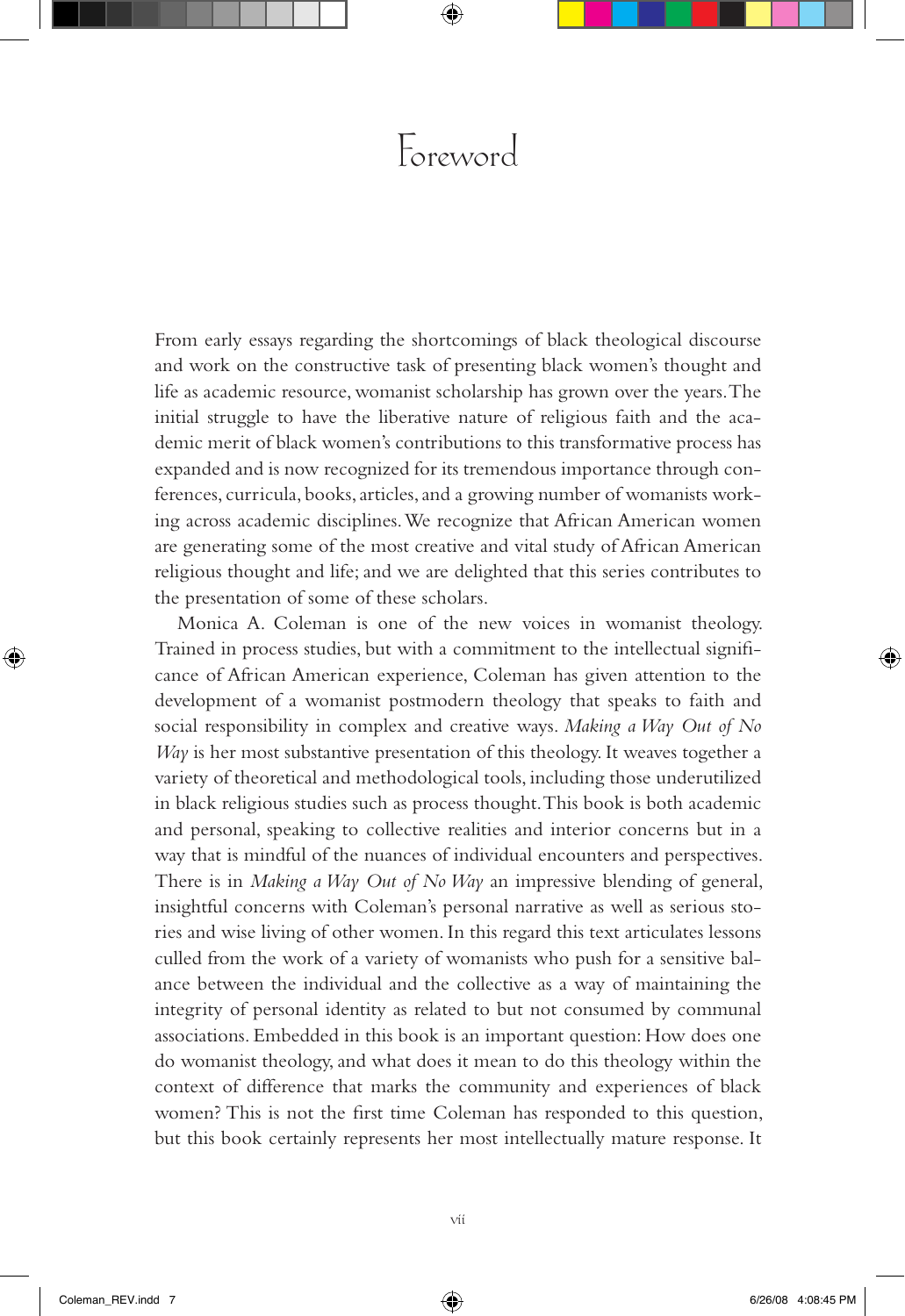# Foreword

From early essays regarding the shortcomings of black theological discourse and work on the constructive task of presenting black women's thought and life as academic resource, womanist scholarship has grown over the years. The initial struggle to have the liberative nature of religious faith and the academic merit of black women's contributions to this transformative process has expanded and is now recognized for its tremendous importance through conferences, curricula, books, articles, and a growing number of womanists working across academic disciplines. We recognize that African American women are generating some of the most creative and vital study of African American religious thought and life; and we are delighted that this series contributes to the presentation of some of these scholars.

Monica A. Coleman is one of the new voices in womanist theology. Trained in process studies, but with a commitment to the intellectual significance of African American experience, Coleman has given attention to the development of a womanist postmodern theology that speaks to faith and social responsibility in complex and creative ways. *Making a Way Out of No Way* is her most substantive presentation of this theology. It weaves together a variety of theoretical and methodological tools, including those underutilized in black religious studies such as process thought. This book is both academic and personal, speaking to collective realities and interior concerns but in a way that is mindful of the nuances of individual encounters and perspectives. There is in *Making a Way Out of No Way* an impressive blending of general, insightful concerns with Coleman's personal narrative as well as serious stories and wise living of other women. In this regard this text articulates lessons culled from the work of a variety of womanists who push for a sensitive balance between the individual and the collective as a way of maintaining the integrity of personal identity as related to but not consumed by communal associations. Embedded in this book is an important question: How does one do womanist theology, and what does it mean to do this theology within the context of difference that marks the community and experiences of black women? This is not the first time Coleman has responded to this question, but this book certainly represents her most intellectually mature response. It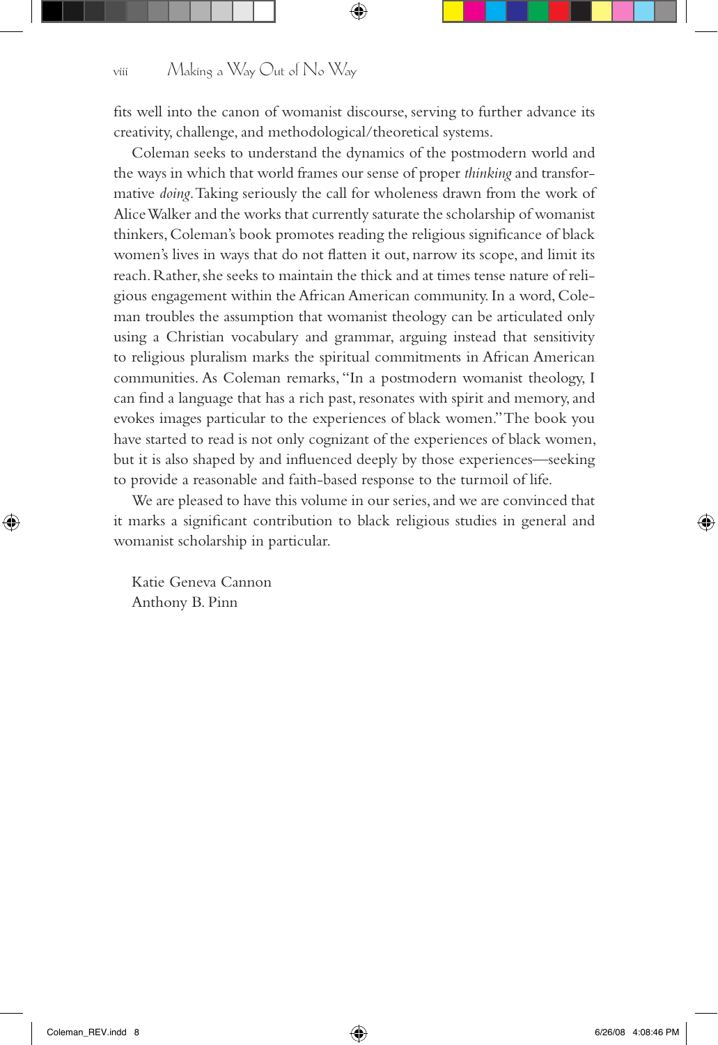fits well into the canon of womanist discourse, serving to further advance its creativity, challenge, and methodological/theoretical systems.

Coleman seeks to understand the dynamics of the postmodern world and the ways in which that world frames our sense of proper *thinking* and transformative *doing*. Taking seriously the call for wholeness drawn from the work of Alice Walker and the works that currently saturate the scholarship of womanist thinkers, Coleman's book promotes reading the religious significance of black women's lives in ways that do not flatten it out, narrow its scope, and limit its reach. Rather, she seeks to maintain the thick and at times tense nature of religious engagement within the African American community. In a word, Coleman troubles the assumption that womanist theology can be articulated only using a Christian vocabulary and grammar, arguing instead that sensitivity to religious pluralism marks the spiritual commitments in African American communities. As Coleman remarks, "In a postmodern womanist theology, I can find a language that has a rich past, resonates with spirit and memory, and evokes images particular to the experiences of black women." The book you have started to read is not only cognizant of the experiences of black women, but it is also shaped by and influenced deeply by those experiences—seeking to provide a reasonable and faith-based response to the turmoil of life.

We are pleased to have this volume in our series, and we are convinced that it marks a significant contribution to black religious studies in general and womanist scholarship in particular.

Katie Geneva Cannon
Anthony B. Pinn